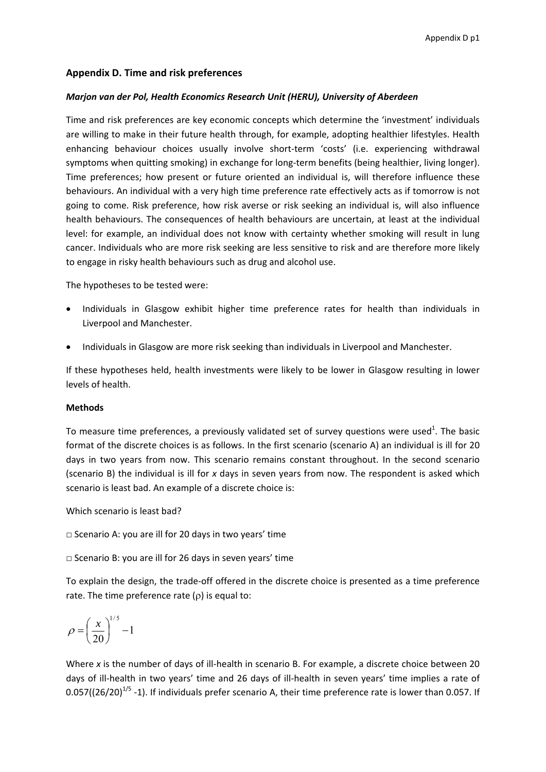## Appendix D. Time and risk preferences

***Marjon van der Pol, Health Economics Research Unit (HERU), University of Aberdeen***

Time and risk preferences are key economic concepts which determine the 'investment' individuals are willing to make in their future health through, for example, adopting healthier lifestyles. Health enhancing behaviour choices usually involve short-term 'costs' (i.e. experiencing withdrawal symptoms when quitting smoking) in exchange for long-term benefits (being healthier, living longer). Time preferences; how present or future oriented an individual is, will therefore influence these behaviours. An individual with a very high time preference rate effectively acts as if tomorrow is not going to come. Risk preference, how risk averse or risk seeking an individual is, will also influence health behaviours. The consequences of health behaviours are uncertain, at least at the individual level: for example, an individual does not know with certainty whether smoking will result in lung cancer. Individuals who are more risk seeking are less sensitive to risk and are therefore more likely to engage in risky health behaviours such as drug and alcohol use.

The hypotheses to be tested were:

- Individuals in Glasgow exhibit higher time preference rates for health than individuals in Liverpool and Manchester.
- Individuals in Glasgow are more risk seeking than individuals in Liverpool and Manchester.

If these hypotheses held, health investments were likely to be lower in Glasgow resulting in lower levels of health.

**Methods**

To measure time preferences, a previously validated set of survey questions were used[1]. The basic format of the discrete choices is as follows. In the first scenario (scenario A) an individual is ill for 20 days in two years from now. This scenario remains constant throughout. In the second scenario (scenario B) the individual is ill for *x* days in seven years from now. The respondent is asked which scenario is least bad. An example of a discrete choice is:

Which scenario is least bad?

□ Scenario A: you are ill for 20 days in two years' time

□ Scenario B: you are ill for 26 days in seven years' time

To explain the design, the trade-off offered in the discrete choice is presented as a time preference rate. The time preference rate ($\rho$) is equal to:

$$\rho = \left(\frac{x}{20}\right)^{1/5} - 1$$

Where *x* is the number of days of ill-health in scenario B. For example, a discrete choice between 20 days of ill-health in two years' time and 26 days of ill-health in seven years' time implies a rate of 0.057($(26/20)^{1/5}$ -1). If individuals prefer scenario A, their time preference rate is lower than 0.057. If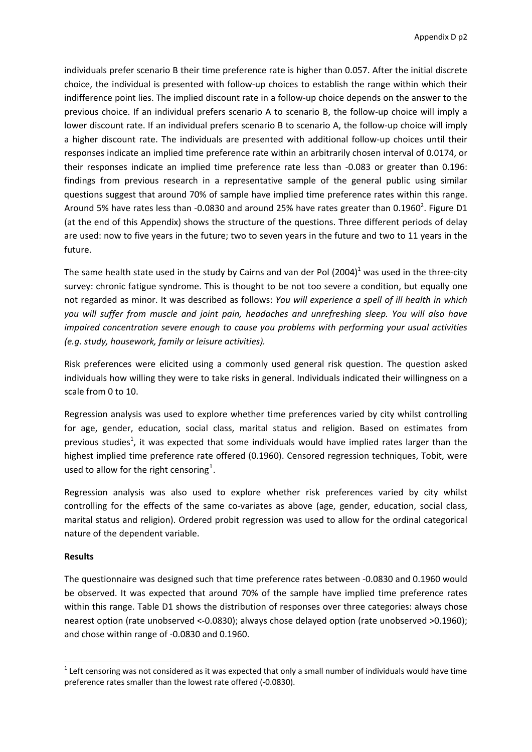individuals prefer scenario B their time preference rate is higher than 0.057. After the initial discrete choice, the individual is presented with follow-up choices to establish the range within which their indifference point lies. The implied discount rate in a follow-up choice depends on the answer to the previous choice. If an individual prefers scenario A to scenario B, the follow-up choice will imply a lower discount rate. If an individual prefers scenario B to scenario A, the follow-up choice will imply a higher discount rate. The individuals are presented with additional follow-up choices until their responses indicate an implied time preference rate within an arbitrarily chosen interval of 0.0174, or their responses indicate an implied time preference rate less than -0.083 or greater than 0.196: findings from previous research in a representative sample of the general public using similar questions suggest that around 70% of sample have implied time preference rates within this range. Around 5% have rates less than -0.0830 and around 25% have rates greater than 0.1960[2]. Figure D1 (at the end of this Appendix) shows the structure of the questions. Three different periods of delay are used: now to five years in the future; two to seven years in the future and two to 11 years in the future.

The same health state used in the study by Cairns and van der Pol (2004)[1] was used in the three-city survey: chronic fatigue syndrome. This is thought to be not too severe a condition, but equally one not regarded as minor. It was described as follows: *You will experience a spell of ill health in which you will suffer from muscle and joint pain, headaches and unrefreshing sleep. You will also have impaired concentration severe enough to cause you problems with performing your usual activities (e.g. study, housework, family or leisure activities).*

Risk preferences were elicited using a commonly used general risk question. The question asked individuals how willing they were to take risks in general. Individuals indicated their willingness on a scale from 0 to 10.

Regression analysis was used to explore whether time preferences varied by city whilst controlling for age, gender, education, social class, marital status and religion. Based on estimates from previous studies[1], it was expected that some individuals would have implied rates larger than the highest implied time preference rate offered (0.1960). Censored regression techniques, Tobit, were used to allow for the right censoring[1].

Regression analysis was also used to explore whether risk preferences varied by city whilst controlling for the effects of the same co-variates as above (age, gender, education, social class, marital status and religion). Ordered probit regression was used to allow for the ordinal categorical nature of the dependent variable.

**Results**

The questionnaire was designed such that time preference rates between -0.0830 and 0.1960 would be observed. It was expected that around 70% of the sample have implied time preference rates within this range. Table D1 shows the distribution of responses over three categories: always chose nearest option (rate unobserved <-0.0830); always chose delayed option (rate unobserved >0.1960); and chose within range of -0.0830 and 0.1960.

---

[1] Left censoring was not considered as it was expected that only a small number of individuals would have time preference rates smaller than the lowest rate offered (-0.0830).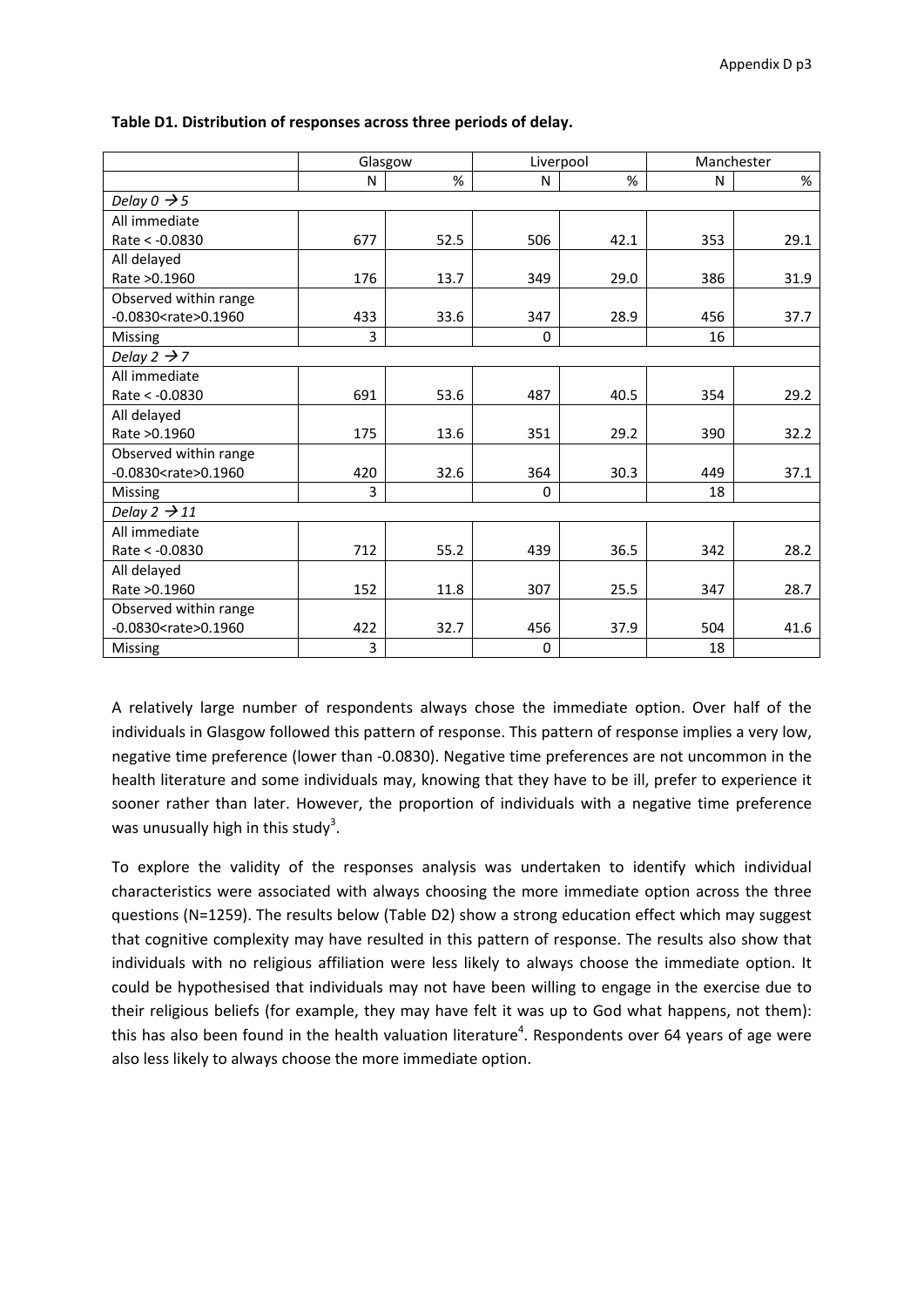**Table D1. Distribution of responses across three periods of delay.**

| | Glasgow | | Liverpool | | Manchester | |
|---|---|---|---|---|---|---|
| | N | % | N | % | N | % |
| *Delay 0 → 5* | | | | | | |
| All immediate Rate < -0.0830 | 677 | 52.5 | 506 | 42.1 | 353 | 29.1 |
| All delayed Rate >0.1960 | 176 | 13.7 | 349 | 29.0 | 386 | 31.9 |
| Observed within range -0.0830<rate>0.1960 | 433 | 33.6 | 347 | 28.9 | 456 | 37.7 |
| Missing | 3 | | 0 | | 16 | |
| *Delay 2 → 7* | | | | | | |
| All immediate Rate < -0.0830 | 691 | 53.6 | 487 | 40.5 | 354 | 29.2 |
| All delayed Rate >0.1960 | 175 | 13.6 | 351 | 29.2 | 390 | 32.2 |
| Observed within range -0.0830<rate>0.1960 | 420 | 32.6 | 364 | 30.3 | 449 | 37.1 |
| Missing | 3 | | 0 | | 18 | |
| *Delay 2 → 11* | | | | | | |
| All immediate Rate < -0.0830 | 712 | 55.2 | 439 | 36.5 | 342 | 28.2 |
| All delayed Rate >0.1960 | 152 | 11.8 | 307 | 25.5 | 347 | 28.7 |
| Observed within range -0.0830<rate>0.1960 | 422 | 32.7 | 456 | 37.9 | 504 | 41.6 |
| Missing | 3 | | 0 | | 18 | |

A relatively large number of respondents always chose the immediate option. Over half of the individuals in Glasgow followed this pattern of response. This pattern of response implies a very low, negative time preference (lower than -0.0830). Negative time preferences are not uncommon in the health literature and some individuals may, knowing that they have to be ill, prefer to experience it sooner rather than later. However, the proportion of individuals with a negative time preference was unusually high in this study[3].

To explore the validity of the responses analysis was undertaken to identify which individual characteristics were associated with always choosing the more immediate option across the three questions (N=1259). The results below (Table D2) show a strong education effect which may suggest that cognitive complexity may have resulted in this pattern of response. The results also show that individuals with no religious affiliation were less likely to always choose the immediate option. It could be hypothesised that individuals may not have been willing to engage in the exercise due to their religious beliefs (for example, they may have felt it was up to God what happens, not them): this has also been found in the health valuation literature[4]. Respondents over 64 years of age were also less likely to always choose the more immediate option.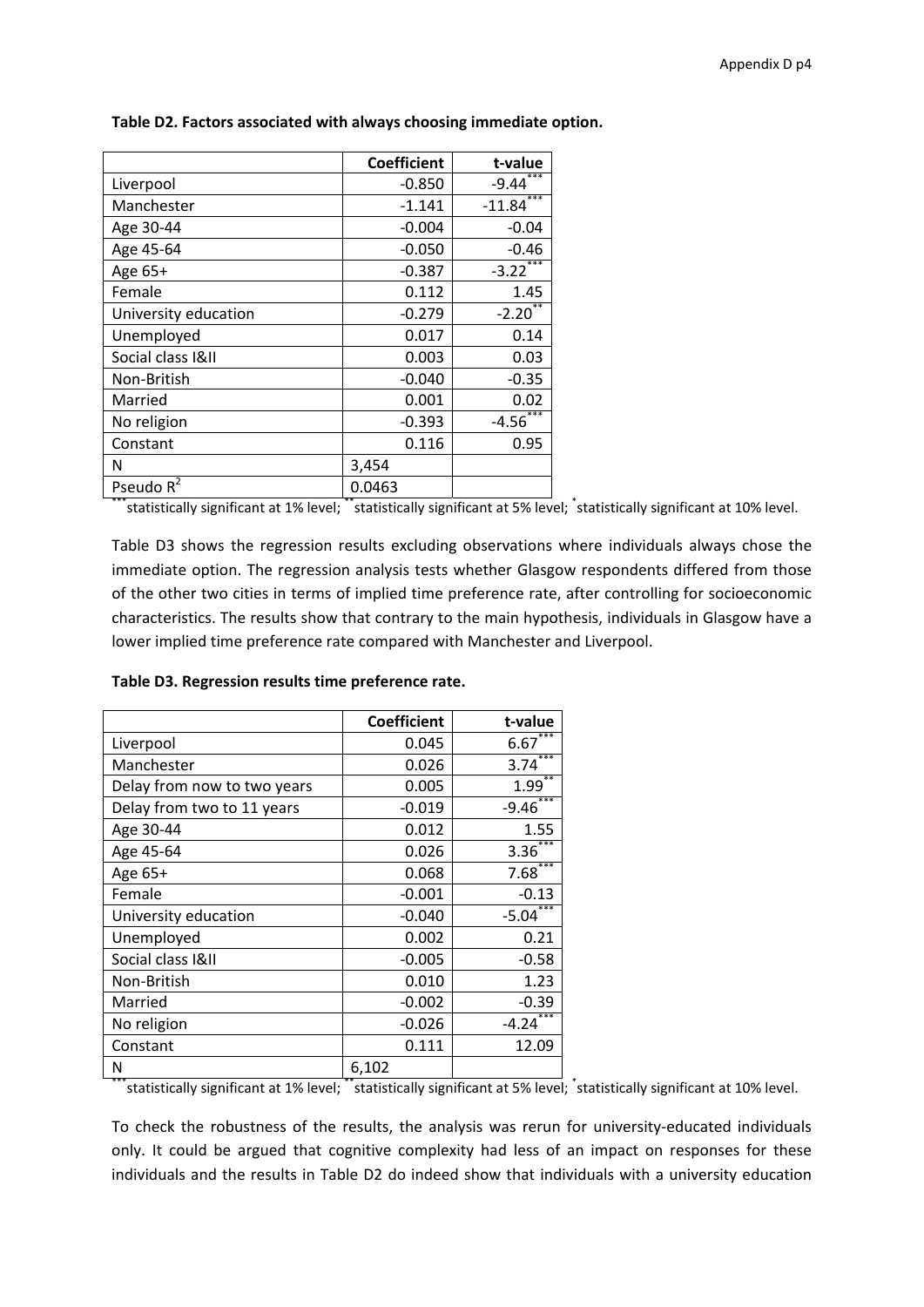**Table D2. Factors associated with always choosing immediate option.**

| | Coefficient | t-value |
|---|---|---|
| Liverpool | -0.850 | -9.44*** |
| Manchester | -1.141 | -11.84*** |
| Age 30-44 | -0.004 | -0.04 |
| Age 45-64 | -0.050 | -0.46 |
| Age 65+ | -0.387 | -3.22*** |
| Female | 0.112 | 1.45 |
| University education | -0.279 | -2.20** |
| Unemployed | 0.017 | 0.14 |
| Social class I&II | 0.003 | 0.03 |
| Non-British | -0.040 | -0.35 |
| Married | 0.001 | 0.02 |
| No religion | -0.393 | -4.56*** |
| Constant | 0.116 | 0.95 |
| N | 3,454 | |
| Pseudo $R^2$ | 0.0463 | |

*** statistically significant at 1% level; ** statistically significant at 5% level; * statistically significant at 10% level.

Table D3 shows the regression results excluding observations where individuals always chose the immediate option. The regression analysis tests whether Glasgow respondents differed from those of the other two cities in terms of implied time preference rate, after controlling for socioeconomic characteristics. The results show that contrary to the main hypothesis, individuals in Glasgow have a lower implied time preference rate compared with Manchester and Liverpool.

**Table D3. Regression results time preference rate.**

| | Coefficient | t-value |
|---|---|---|
| Liverpool | 0.045 | 6.67*** |
| Manchester | 0.026 | 3.74*** |
| Delay from now to two years | 0.005 | 1.99** |
| Delay from two to 11 years | -0.019 | -9.46*** |
| Age 30-44 | 0.012 | 1.55 |
| Age 45-64 | 0.026 | 3.36*** |
| Age 65+ | 0.068 | 7.68*** |
| Female | -0.001 | -0.13 |
| University education | -0.040 | -5.04*** |
| Unemployed | 0.002 | 0.21 |
| Social class I&II | -0.005 | -0.58 |
| Non-British | 0.010 | 1.23 |
| Married | -0.002 | -0.39 |
| No religion | -0.026 | -4.24*** |
| Constant | 0.111 | 12.09 |
| N | 6,102 | |

*** statistically significant at 1% level; ** statistically significant at 5% level; * statistically significant at 10% level.

To check the robustness of the results, the analysis was rerun for university-educated individuals only. It could be argued that cognitive complexity had less of an impact on responses for these individuals and the results in Table D2 do indeed show that individuals with a university education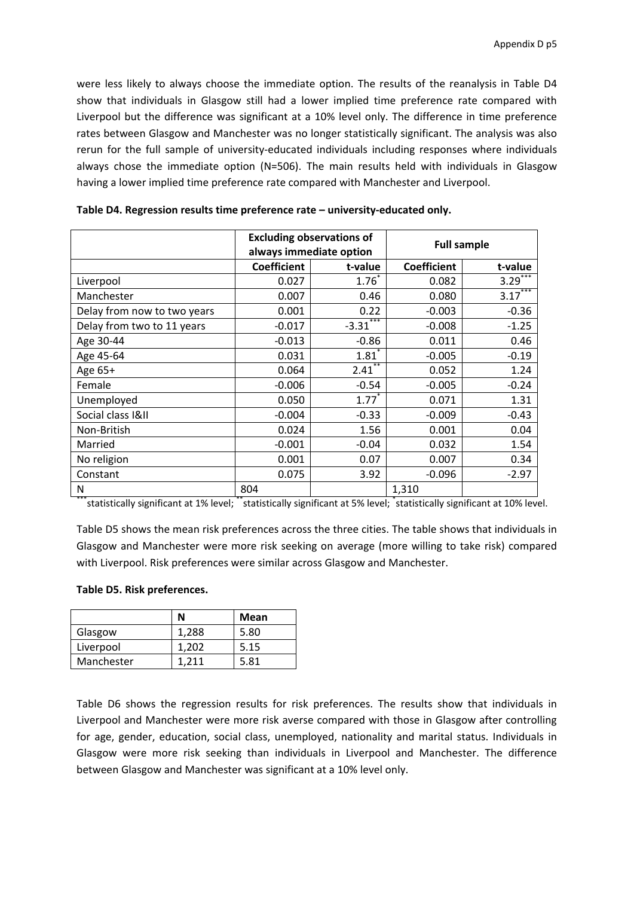were less likely to always choose the immediate option. The results of the reanalysis in Table D4 show that individuals in Glasgow still had a lower implied time preference rate compared with Liverpool but the difference was significant at a 10% level only. The difference in time preference rates between Glasgow and Manchester was no longer statistically significant. The analysis was also rerun for the full sample of university-educated individuals including responses where individuals always chose the immediate option (N=506). The main results held with individuals in Glasgow having a lower implied time preference rate compared with Manchester and Liverpool.

**Table D4. Regression results time preference rate – university-educated only.**

| | Excluding observations of always immediate option | | Full sample | |
|---|---|---|---|---|
| | **Coefficient** | **t-value** | **Coefficient** | **t-value** |
| Liverpool | 0.027 | 1.76* | 0.082 | 3.29*** |
| Manchester | 0.007 | 0.46 | 0.080 | 3.17*** |
| Delay from now to two years | 0.001 | 0.22 | -0.003 | -0.36 |
| Delay from two to 11 years | -0.017 | -3.31*** | -0.008 | -1.25 |
| Age 30-44 | -0.013 | -0.86 | 0.011 | 0.46 |
| Age 45-64 | 0.031 | 1.81* | -0.005 | -0.19 |
| Age 65+ | 0.064 | 2.41** | 0.052 | 1.24 |
| Female | -0.006 | -0.54 | -0.005 | -0.24 |
| Unemployed | 0.050 | 1.77* | 0.071 | 1.31 |
| Social class I&II | -0.004 | -0.33 | -0.009 | -0.43 |
| Non-British | 0.024 | 1.56 | 0.001 | 0.04 |
| Married | -0.001 | -0.04 | 0.032 | 1.54 |
| No religion | 0.001 | 0.07 | 0.007 | 0.34 |
| Constant | 0.075 | 3.92 | -0.096 | -2.97 |
| N | 804 | | 1,310 | |

*** statistically significant at 1% level; ** statistically significant at 5% level; * statistically significant at 10% level.

Table D5 shows the mean risk preferences across the three cities. The table shows that individuals in Glasgow and Manchester were more risk seeking on average (more willing to take risk) compared with Liverpool. Risk preferences were similar across Glasgow and Manchester.

**Table D5. Risk preferences.**

| | N | Mean |
|---|---|---|
| Glasgow | 1,288 | 5.80 |
| Liverpool | 1,202 | 5.15 |
| Manchester | 1,211 | 5.81 |

Table D6 shows the regression results for risk preferences. The results show that individuals in Liverpool and Manchester were more risk averse compared with those in Glasgow after controlling for age, gender, education, social class, unemployed, nationality and marital status. Individuals in Glasgow were more risk seeking than individuals in Liverpool and Manchester. The difference between Glasgow and Manchester was significant at a 10% level only.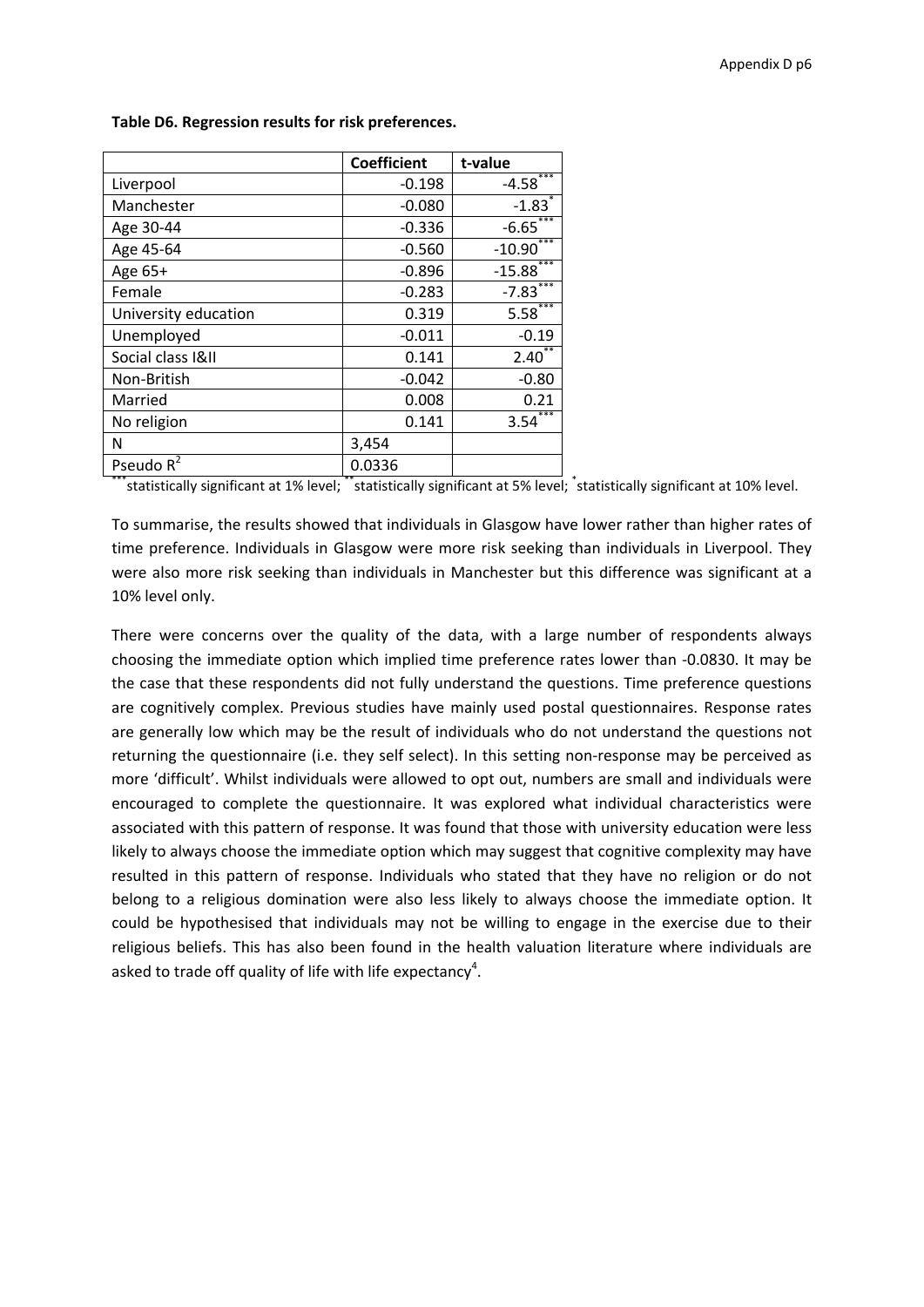**Table D6. Regression results for risk preferences.**

| | Coefficient | t-value |
|---|---|---|
| Liverpool | -0.198 | -4.58*** |
| Manchester | -0.080 | -1.83* |
| Age 30-44 | -0.336 | -6.65*** |
| Age 45-64 | -0.560 | -10.90*** |
| Age 65+ | -0.896 | -15.88*** |
| Female | -0.283 | -7.83*** |
| University education | 0.319 | 5.58*** |
| Unemployed | -0.011 | -0.19 |
| Social class I&II | 0.141 | 2.40** |
| Non-British | -0.042 | -0.80 |
| Married | 0.008 | 0.21 |
| No religion | 0.141 | 3.54*** |
| N | 3,454 | |
| Pseudo $R^2$ | 0.0336 | |

***statistically significant at 1% level; **statistically significant at 5% level; *statistically significant at 10% level.

To summarise, the results showed that individuals in Glasgow have lower rather than higher rates of time preference. Individuals in Glasgow were more risk seeking than individuals in Liverpool. They were also more risk seeking than individuals in Manchester but this difference was significant at a 10% level only.

There were concerns over the quality of the data, with a large number of respondents always choosing the immediate option which implied time preference rates lower than -0.0830. It may be the case that these respondents did not fully understand the questions. Time preference questions are cognitively complex. Previous studies have mainly used postal questionnaires. Response rates are generally low which may be the result of individuals who do not understand the questions not returning the questionnaire (i.e. they self select). In this setting non-response may be perceived as more 'difficult'. Whilst individuals were allowed to opt out, numbers are small and individuals were encouraged to complete the questionnaire. It was explored what individual characteristics were associated with this pattern of response. It was found that those with university education were less likely to always choose the immediate option which may suggest that cognitive complexity may have resulted in this pattern of response. Individuals who stated that they have no religion or do not belong to a religious domination were also less likely to always choose the immediate option. It could be hypothesised that individuals may not be willing to engage in the exercise due to their religious beliefs. This has also been found in the health valuation literature where individuals are asked to trade off quality of life with life expectancy[4].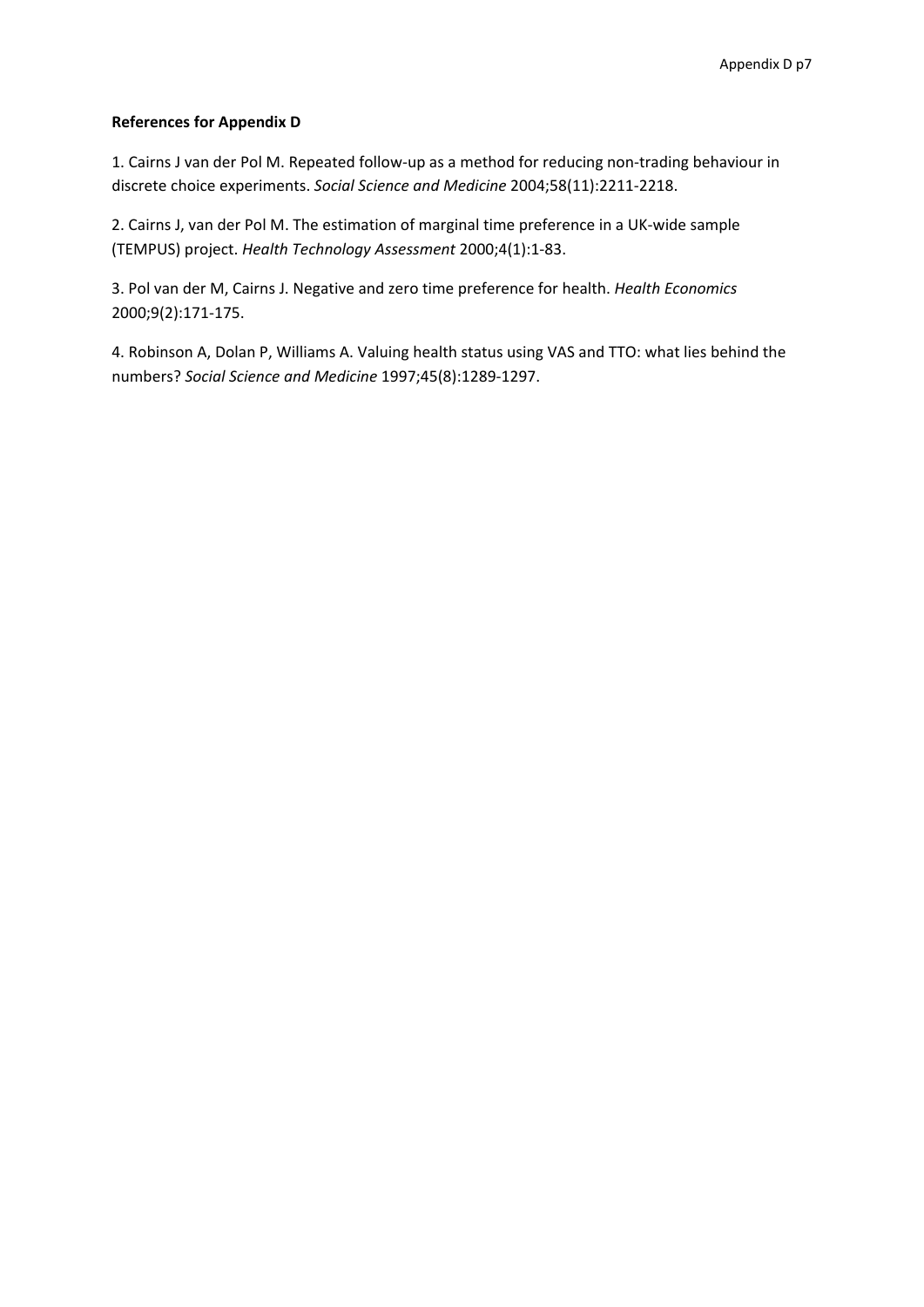**References for Appendix D**

1. Cairns J van der Pol M. Repeated follow-up as a method for reducing non-trading behaviour in discrete choice experiments. *Social Science and Medicine* 2004;58(11):2211-2218.

2. Cairns J, van der Pol M. The estimation of marginal time preference in a UK-wide sample (TEMPUS) project. *Health Technology Assessment* 2000;4(1):1-83.

3. Pol van der M, Cairns J. Negative and zero time preference for health. *Health Economics* 2000;9(2):171-175.

4. Robinson A, Dolan P, Williams A. Valuing health status using VAS and TTO: what lies behind the numbers? *Social Science and Medicine* 1997;45(8):1289-1297.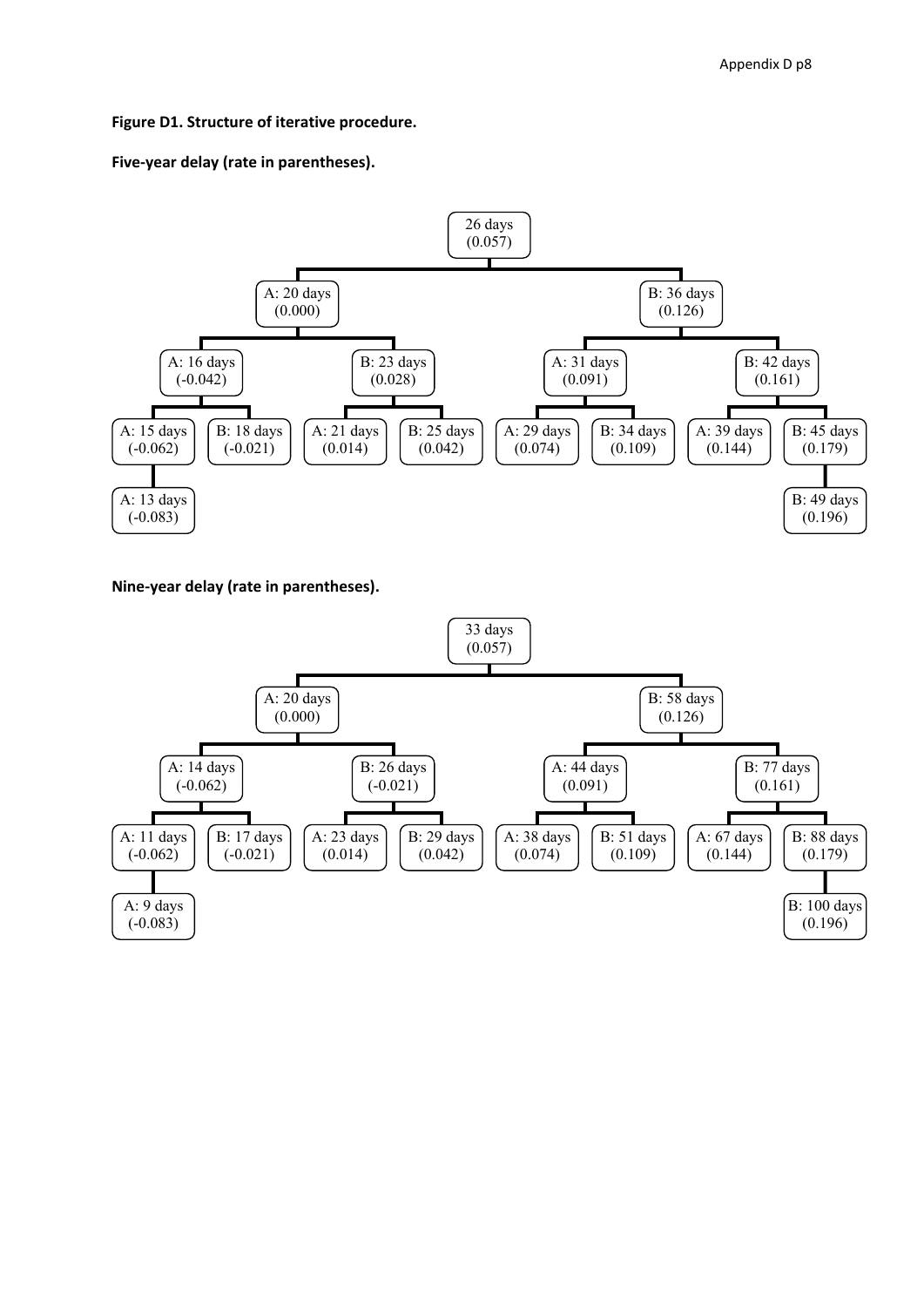**Figure D1. Structure of iterative procedure.**

**Five-year delay (rate in parentheses).**

26 days
(0.057)

A: 20 days
(0.000)

B: 36 days
(0.126)

A: 16 days
(-0.042)

B: 23 days
(0.028)

A: 31 days
(0.091)

B: 42 days
(0.161)

A: 15 days
(-0.062)

B: 18 days
(-0.021)

A: 21 days
(0.014)

B: 25 days
(0.042)

A: 29 days
(0.074)

B: 34 days
(0.109)

A: 39 days
(0.144)

B: 45 days
(0.179)

A: 13 days
(-0.083)

B: 49 days
(0.196)

**Nine-year delay (rate in parentheses).**

33 days
(0.057)

A: 20 days
(0.000)

B: 58 days
(0.126)

A: 14 days
(-0.062)

B: 26 days
(-0.021)

A: 44 days
(0.091)

B: 77 days
(0.161)

A: 11 days
(-0.062)

B: 17 days
(-0.021)

A: 23 days
(0.014)

B: 29 days
(0.042)

A: 38 days
(0.074)

B: 51 days
(0.109)

A: 67 days
(0.144)

B: 88 days
(0.179)

A: 9 days
(-0.083)

B: 100 days
(0.196)